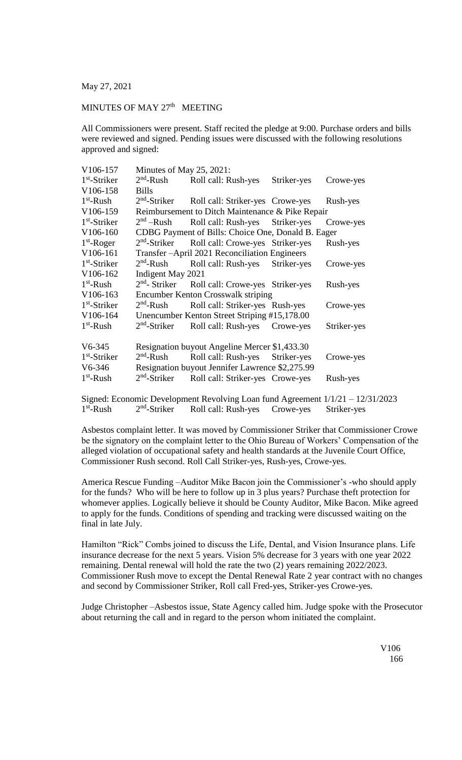May 27, 2021

MINUTES OF MAY 27th MEETING

All Commissioners were present. Staff recited the pledge at 9:00. Purchase orders and bills were reviewed and signed. Pending issues were discussed with the following resolutions approved and signed:

| | | | | |
|---|---|---|---|---|
| V106-157 | Minutes of May 25, 2021: | | | |
| 1st-Striker | 2nd-Rush | Roll call: Rush-yes | Striker-yes | Crowe-yes |
| V106-158 | Bills | | | |
| 1st-Rush | 2nd-Striker | Roll call: Striker-yes | Crowe-yes | Rush-yes |
| V106-159 | Reimbursement to Ditch Maintenance & Pike Repair | | | |
| 1st-Striker | 2nd –Rush | Roll call: Rush-yes | Striker-yes | Crowe-yes |
| V106-160 | CDBG Payment of Bills: Choice One, Donald B. Eager | | | |
| 1st-Roger | 2nd-Striker | Roll call: Crowe-yes | Striker-yes | Rush-yes |
| V106-161 | Transfer –April 2021 Reconciliation Engineers | | | |
| 1st-Striker | 2nd-Rush | Roll call: Rush-yes | Striker-yes | Crowe-yes |
| V106-162 | Indigent May 2021 | | | |
| 1st-Rush | 2nd- Striker | Roll call: Crowe-yes | Striker-yes | Rush-yes |
| V106-163 | Encumber Kenton Crosswalk striping | | | |
| 1st-Striker | 2nd-Rush | Roll call: Striker-yes | Rush-yes | Crowe-yes |
| V106-164 | Unencumber Kenton Street Striping #15,178.00 | | | |
| 1st-Rush | 2nd-Striker | Roll call: Rush-yes | Crowe-yes | Striker-yes |
| V6-345 | Resignation buyout Angeline Mercer $1,433.30 | | | |
| 1st-Striker | 2nd-Rush | Roll call: Rush-yes | Striker-yes | Crowe-yes |
| V6-346 | Resignation buyout Jennifer Lawrence $2,275.99 | | | |
| 1st-Rush | 2nd-Striker | Roll call: Striker-yes | Crowe-yes | Rush-yes |

Signed: Economic Development Revolving Loan fund Agreement 1/1/21 – 12/31/2023
1st-Rush 2nd-Striker Roll call: Rush-yes Crowe-yes Striker-yes

Asbestos complaint letter. It was moved by Commissioner Striker that Commissioner Crowe be the signatory on the complaint letter to the Ohio Bureau of Workers' Compensation of the alleged violation of occupational safety and health standards at the Juvenile Court Office, Commissioner Rush second. Roll Call Striker-yes, Rush-yes, Crowe-yes.

America Rescue Funding –Auditor Mike Bacon join the Commissioner's -who should apply for the funds? Who will be here to follow up in 3 plus years? Purchase theft protection for whomever applies. Logically believe it should be County Auditor, Mike Bacon. Mike agreed to apply for the funds. Conditions of spending and tracking were discussed waiting on the final in late July.

Hamilton "Rick" Combs joined to discuss the Life, Dental, and Vision Insurance plans. Life insurance decrease for the next 5 years. Vision 5% decrease for 3 years with one year 2022 remaining. Dental renewal will hold the rate the two (2) years remaining 2022/2023. Commissioner Rush move to except the Dental Renewal Rate 2 year contract with no changes and second by Commissioner Striker, Roll call Fred-yes, Striker-yes Crowe-yes.

Judge Christopher –Asbestos issue, State Agency called him. Judge spoke with the Prosecutor about returning the call and in regard to the person whom initiated the complaint.

V106
166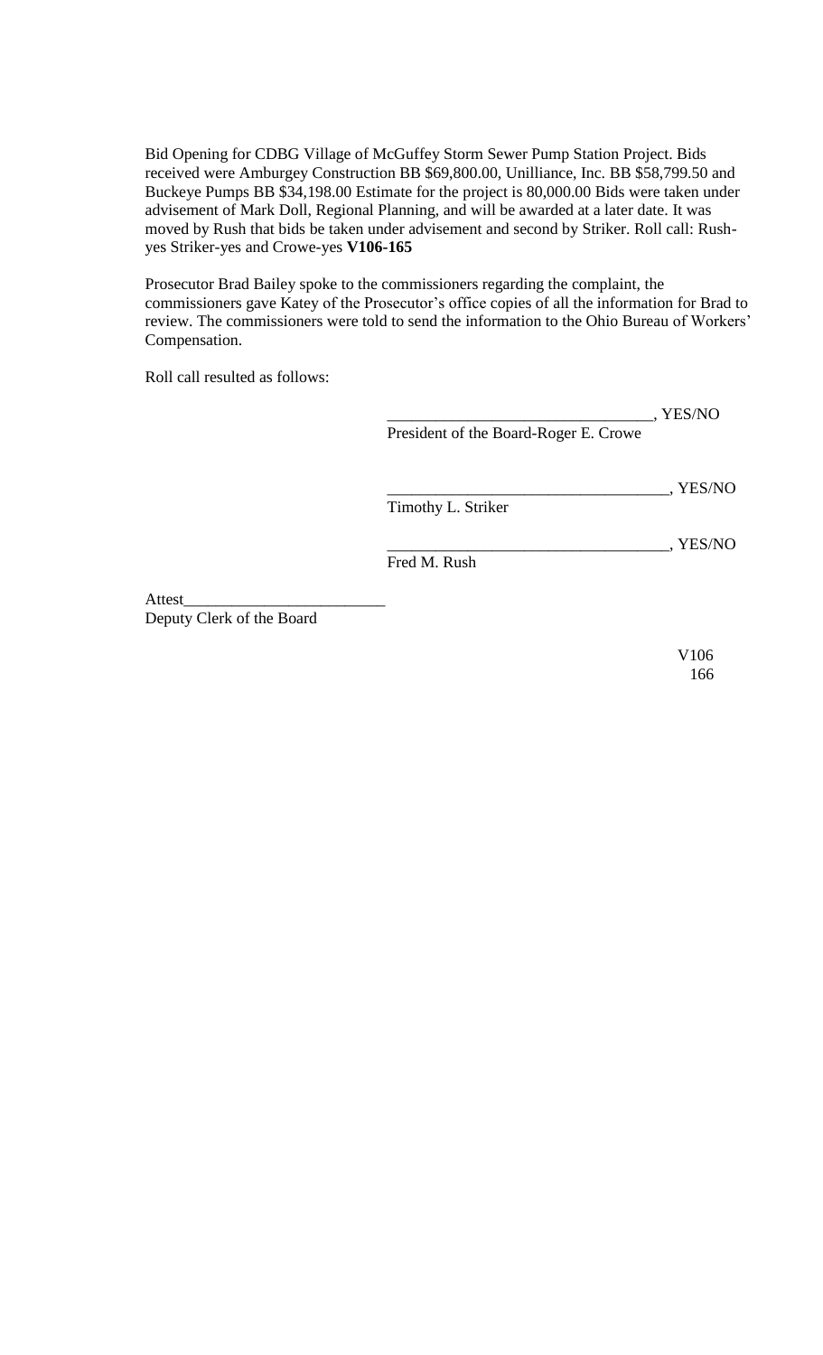Bid Opening for CDBG Village of McGuffey Storm Sewer Pump Station Project. Bids received were Amburgey Construction BB $69,800.00, Unilliance, Inc. BB $58,799.50 and Buckeye Pumps BB $34,198.00 Estimate for the project is 80,000.00 Bids were taken under advisement of Mark Doll, Regional Planning, and will be awarded at a later date. It was moved by Rush that bids be taken under advisement and second by Striker. Roll call: Rush-yes Striker-yes and Crowe-yes **V106-165**

Prosecutor Brad Bailey spoke to the commissioners regarding the complaint, the commissioners gave Katey of the Prosecutor's office copies of all the information for Brad to review. The commissioners were told to send the information to the Ohio Bureau of Workers' Compensation.

Roll call resulted as follows:

_________________________________, YES/NO
President of the Board-Roger E. Crowe

__________________________________, YES/NO
Timothy L. Striker

__________________________________, YES/NO
Fred M. Rush

Attest________________________
Deputy Clerk of the Board

V106
166